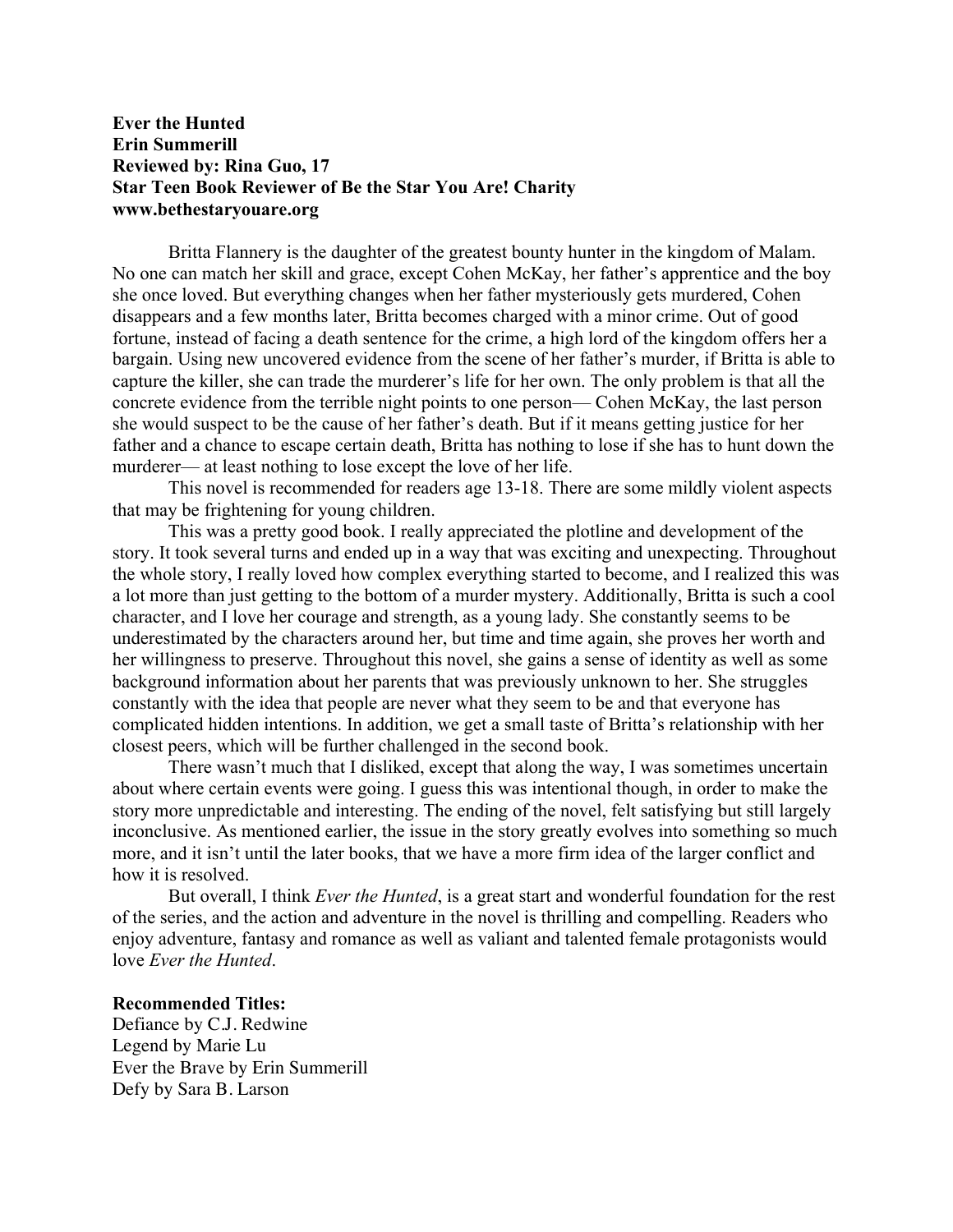**Ever the Hunted**
**Erin Summerill**
**Reviewed by: Rina Guo, 17**
**Star Teen Book Reviewer of Be the Star You Are! Charity**
**www.bethestaryouare.org**

Britta Flannery is the daughter of the greatest bounty hunter in the kingdom of Malam. No one can match her skill and grace, except Cohen McKay, her father's apprentice and the boy she once loved. But everything changes when her father mysteriously gets murdered, Cohen disappears and a few months later, Britta becomes charged with a minor crime. Out of good fortune, instead of facing a death sentence for the crime, a high lord of the kingdom offers her a bargain. Using new uncovered evidence from the scene of her father's murder, if Britta is able to capture the killer, she can trade the murderer's life for her own. The only problem is that all the concrete evidence from the terrible night points to one person— Cohen McKay, the last person she would suspect to be the cause of her father's death. But if it means getting justice for her father and a chance to escape certain death, Britta has nothing to lose if she has to hunt down the murderer— at least nothing to lose except the love of her life.

This novel is recommended for readers age 13-18. There are some mildly violent aspects that may be frightening for young children.

This was a pretty good book. I really appreciated the plotline and development of the story. It took several turns and ended up in a way that was exciting and unexpecting. Throughout the whole story, I really loved how complex everything started to become, and I realized this was a lot more than just getting to the bottom of a murder mystery. Additionally, Britta is such a cool character, and I love her courage and strength, as a young lady. She constantly seems to be underestimated by the characters around her, but time and time again, she proves her worth and her willingness to preserve. Throughout this novel, she gains a sense of identity as well as some background information about her parents that was previously unknown to her. She struggles constantly with the idea that people are never what they seem to be and that everyone has complicated hidden intentions. In addition, we get a small taste of Britta's relationship with her closest peers, which will be further challenged in the second book.

There wasn't much that I disliked, except that along the way, I was sometimes uncertain about where certain events were going. I guess this was intentional though, in order to make the story more unpredictable and interesting. The ending of the novel, felt satisfying but still largely inconclusive. As mentioned earlier, the issue in the story greatly evolves into something so much more, and it isn't until the later books, that we have a more firm idea of the larger conflict and how it is resolved.

But overall, I think *Ever the Hunted*, is a great start and wonderful foundation for the rest of the series, and the action and adventure in the novel is thrilling and compelling. Readers who enjoy adventure, fantasy and romance as well as valiant and talented female protagonists would love *Ever the Hunted*.

**Recommended Titles:**
Defiance by C.J. Redwine
Legend by Marie Lu
Ever the Brave by Erin Summerill
Defy by Sara B. Larson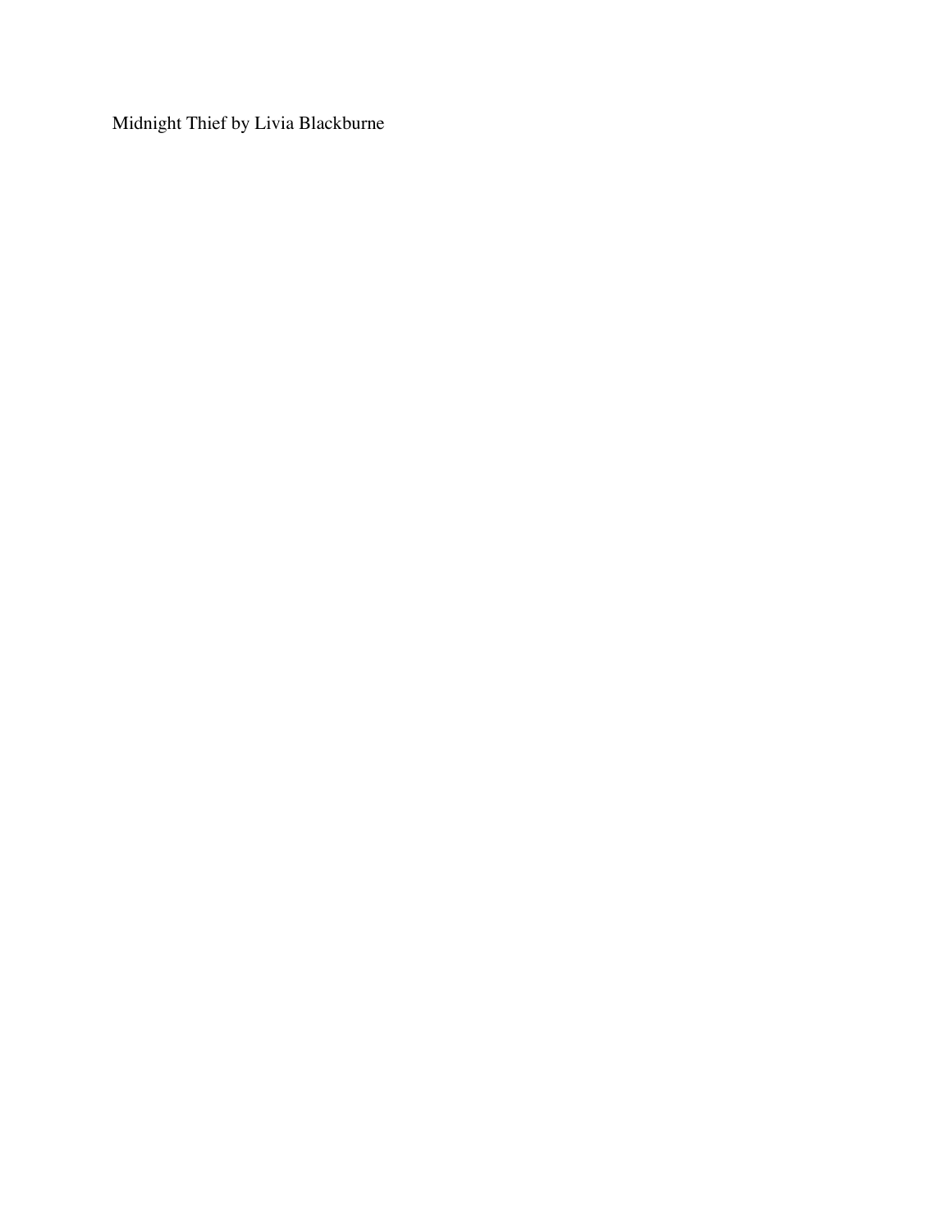Midnight Thief by Livia Blackburne